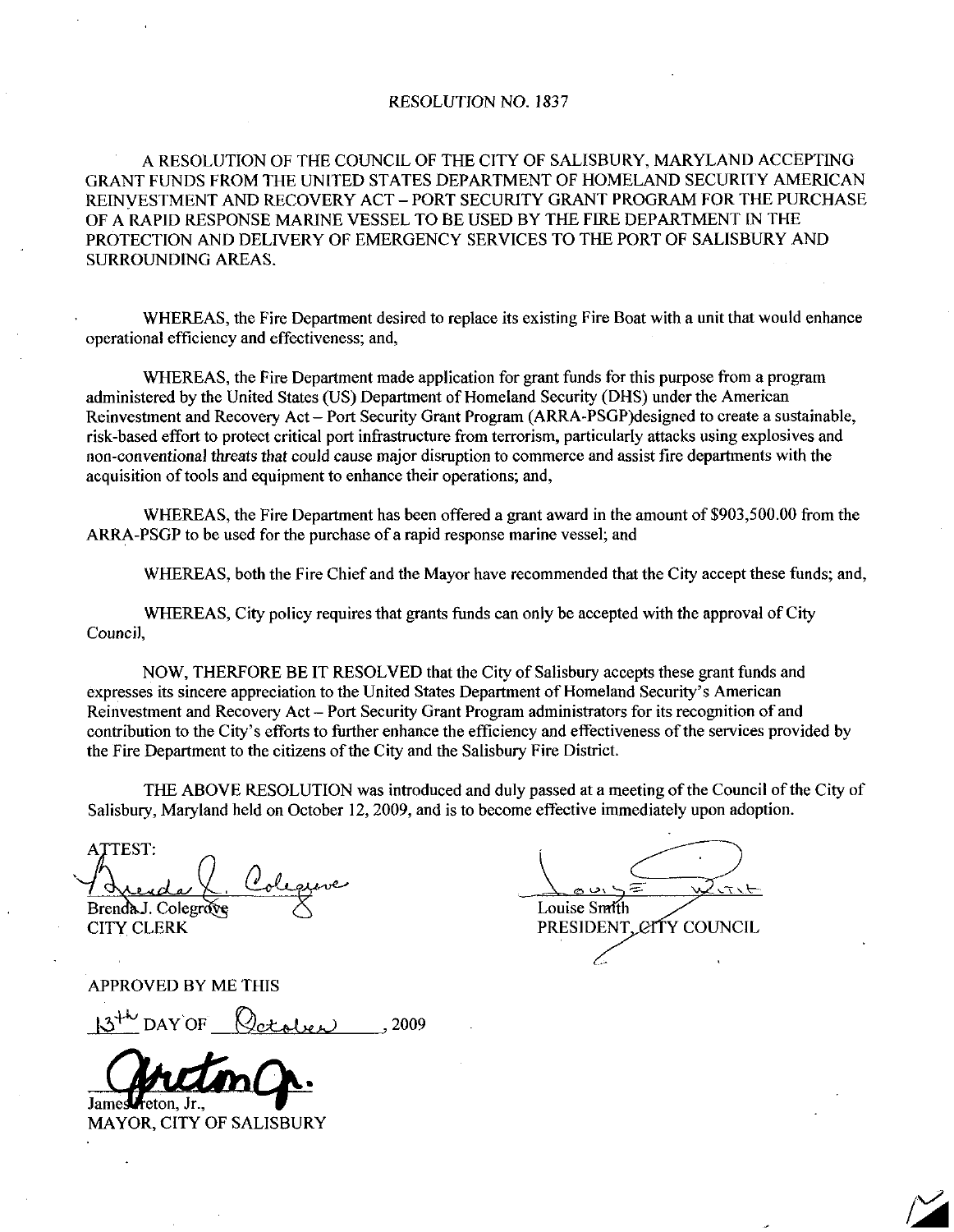RESOLUTION NO. 1837

A RESOLUTION OF THE COUNCIL OF THE CITY OF SALISBURY, MARYLAND ACCEPTING GRANT FUNDS FROM THE UNITED STATES DEPARTMENT OF HOMELAND SECURITY AMERICAN REINVESTMENT AND RECOVERY ACT – PORT SECURITY GRANT PROGRAM FOR THE PURCHASE OF A RAPID RESPONSE MARINE VESSEL TO BE USED BY THE FIRE DEPARTMENT IN THE PROTECTION AND DELIVERY OF EMERGENCY SERVICES TO THE PORT OF SALISBURY AND SURROUNDING AREAS.

WHEREAS, the Fire Department desired to replace its existing Fire Boat with a unit that would enhance operational efficiency and effectiveness; and,

WHEREAS, the Fire Department made application for grant funds for this purpose from a program administered by the United States (US) Department of Homeland Security (DHS) under the American Reinvestment and Recovery Act – Port Security Grant Program (ARRA-PSGP)designed to create a sustainable, risk-based effort to protect critical port infrastructure from terrorism, particularly attacks using explosives and non-conventional threats that could cause major disruption to commerce and assist fire departments with the acquisition of tools and equipment to enhance their operations; and,

WHEREAS, the Fire Department has been offered a grant award in the amount of $903,500.00 from the ARRA-PSGP to be used for the purchase of a rapid response marine vessel; and

WHEREAS, both the Fire Chief and the Mayor have recommended that the City accept these funds; and,

WHEREAS, City policy requires that grants funds can only be accepted with the approval of City Council,

NOW, THERFORE BE IT RESOLVED that the City of Salisbury accepts these grant funds and expresses its sincere appreciation to the United States Department of Homeland Security's American Reinvestment and Recovery Act – Port Security Grant Program administrators for its recognition of and contribution to the City's efforts to further enhance the efficiency and effectiveness of the services provided by the Fire Department to the citizens of the City and the Salisbury Fire District.

THE ABOVE RESOLUTION was introduced and duly passed at a meeting of the Council of the City of Salisbury, Maryland held on October 12, 2009, and is to become effective immediately upon adoption.

ATTEST:

Brenda J. Colegrove
CITY CLERK

Louise Smith
PRESIDENT, CITY COUNCIL

APPROVED BY ME THIS

13th DAY OF October, 2009

James Ireton, Jr.,
MAYOR, CITY OF SALISBURY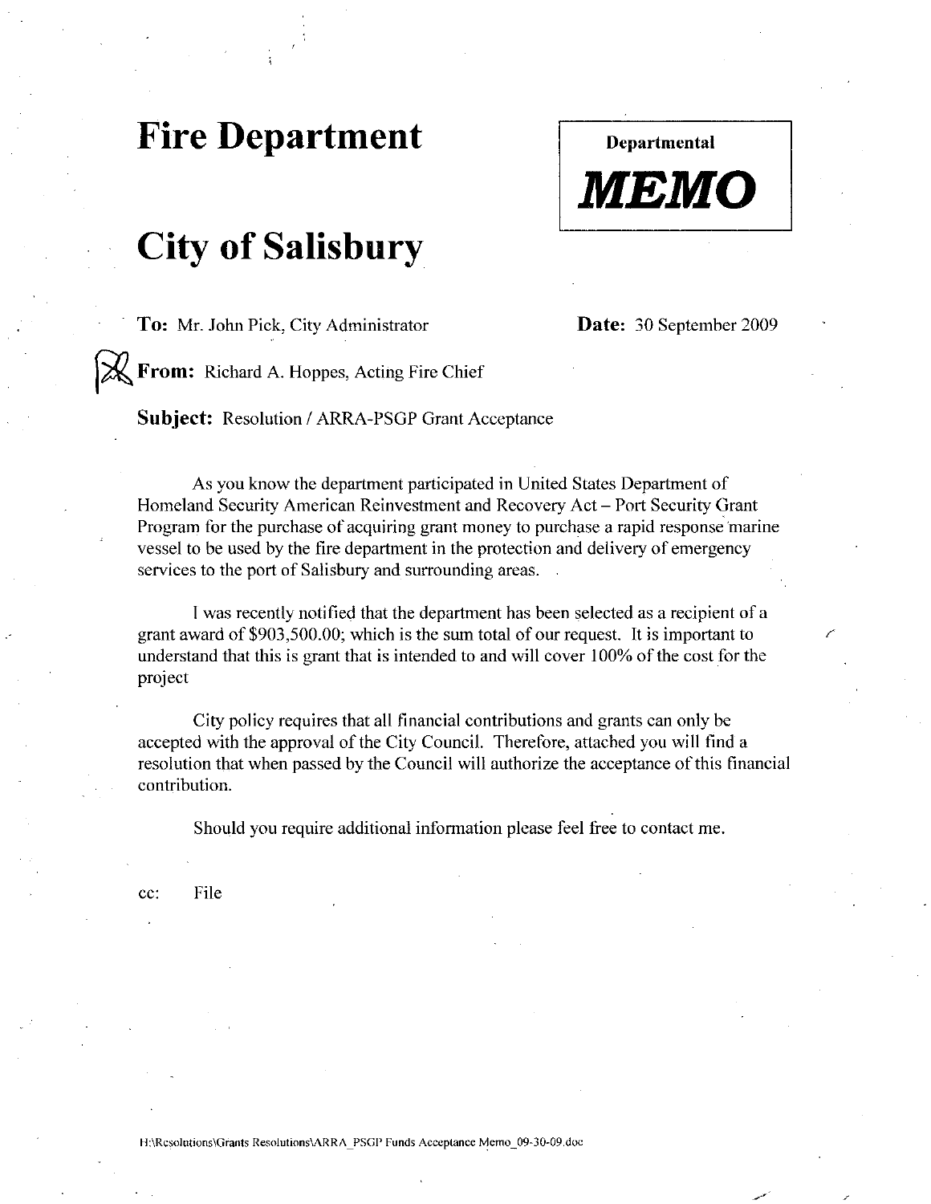# Fire Department

# City of Salisbury

**Departmental**

***MEMO***

**To:** Mr. John Pick, City Administrator

**Date:** 30 September 2009

**From:** Richard A. Hoppes, Acting Fire Chief

**Subject:** Resolution / ARRA-PSGP Grant Acceptance

As you know the department participated in United States Department of Homeland Security American Reinvestment and Recovery Act – Port Security Grant Program for the purchase of acquiring grant money to purchase a rapid response marine vessel to be used by the fire department in the protection and delivery of emergency services to the port of Salisbury and surrounding areas.

I was recently notified that the department has been selected as a recipient of a grant award of $903,500.00; which is the sum total of our request. It is important to understand that this is grant that is intended to and will cover 100% of the cost for the project

City policy requires that all financial contributions and grants can only be accepted with the approval of the City Council. Therefore, attached you will find a resolution that when passed by the Council will authorize the acceptance of this financial contribution.

Should you require additional information please feel free to contact me.

cc: File

H:\Resolutions\Grants Resolutions\ARRA_PSGP Funds Acceptance Memo_09-30-09.doc